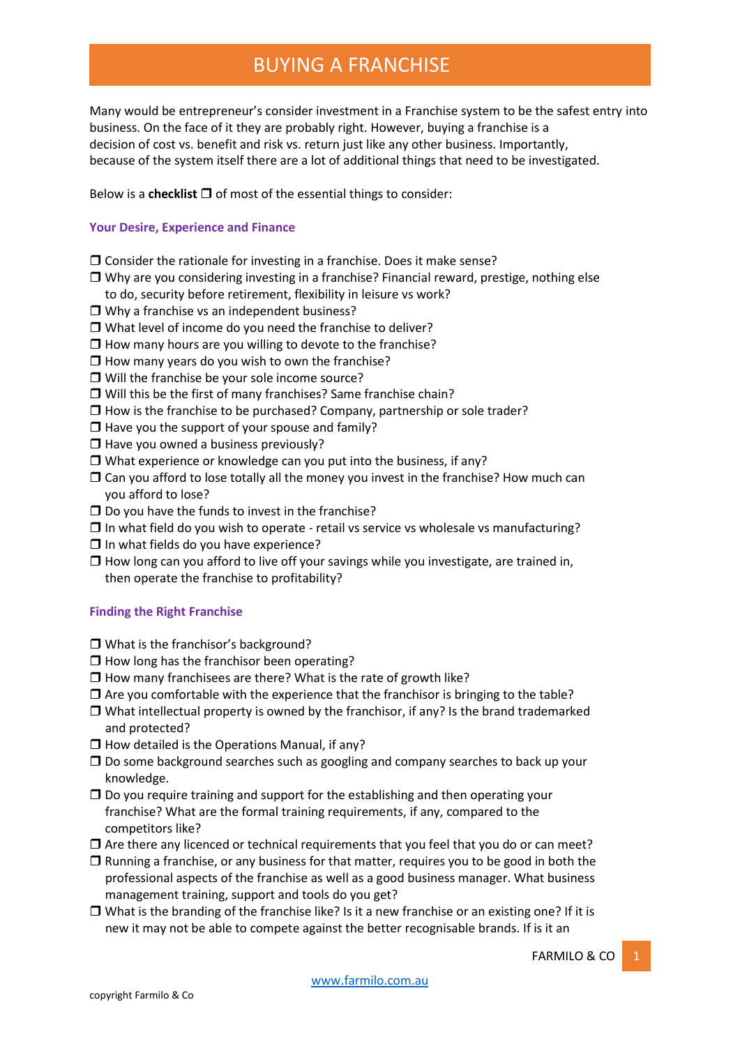# BUYING A FRANCHISE

Many would be entrepreneur's consider investment in a Franchise system to be the safest entry into business. On the face of it they are probably right. However, buying a franchise is a decision of cost vs. benefit and risk vs. return just like any other business. Importantly, because of the system itself there are a lot of additional things that need to be investigated.

Below is a **checklist** ❒ of most of the essential things to consider:

### Your Desire, Experience and Finance

- ❒ Consider the rationale for investing in a franchise. Does it make sense?
- ❒ Why are you considering investing in a franchise? Financial reward, prestige, nothing else to do, security before retirement, flexibility in leisure vs work?
- ❒ Why a franchise vs an independent business?
- ❒ What level of income do you need the franchise to deliver?
- ❒ How many hours are you willing to devote to the franchise?
- ❒ How many years do you wish to own the franchise?
- ❒ Will the franchise be your sole income source?
- ❒ Will this be the first of many franchises? Same franchise chain?
- ❒ How is the franchise to be purchased? Company, partnership or sole trader?
- ❒ Have you the support of your spouse and family?
- ❒ Have you owned a business previously?
- ❒ What experience or knowledge can you put into the business, if any?
- ❒ Can you afford to lose totally all the money you invest in the franchise? How much can you afford to lose?
- ❒ Do you have the funds to invest in the franchise?
- ❒ In what field do you wish to operate - retail vs service vs wholesale vs manufacturing?
- ❒ In what fields do you have experience?
- ❒ How long can you afford to live off your savings while you investigate, are trained in, then operate the franchise to profitability?

### Finding the Right Franchise

- ❒ What is the franchisor's background?
- ❒ How long has the franchisor been operating?
- ❒ How many franchisees are there? What is the rate of growth like?
- ❒ Are you comfortable with the experience that the franchisor is bringing to the table?
- ❒ What intellectual property is owned by the franchisor, if any? Is the brand trademarked and protected?
- ❒ How detailed is the Operations Manual, if any?
- ❒ Do some background searches such as googling and company searches to back up your knowledge.
- ❒ Do you require training and support for the establishing and then operating your franchise? What are the formal training requirements, if any, compared to the competitors like?
- ❒ Are there any licenced or technical requirements that you feel that you do or can meet?
- ❒ Running a franchise, or any business for that matter, requires you to be good in both the professional aspects of the franchise as well as a good business manager. What business management training, support and tools do you get?
- ❒ What is the branding of the franchise like? Is it a new franchise or an existing one? If it is new it may not be able to compete against the better recognisable brands. If is it an

www.farmilo.com.au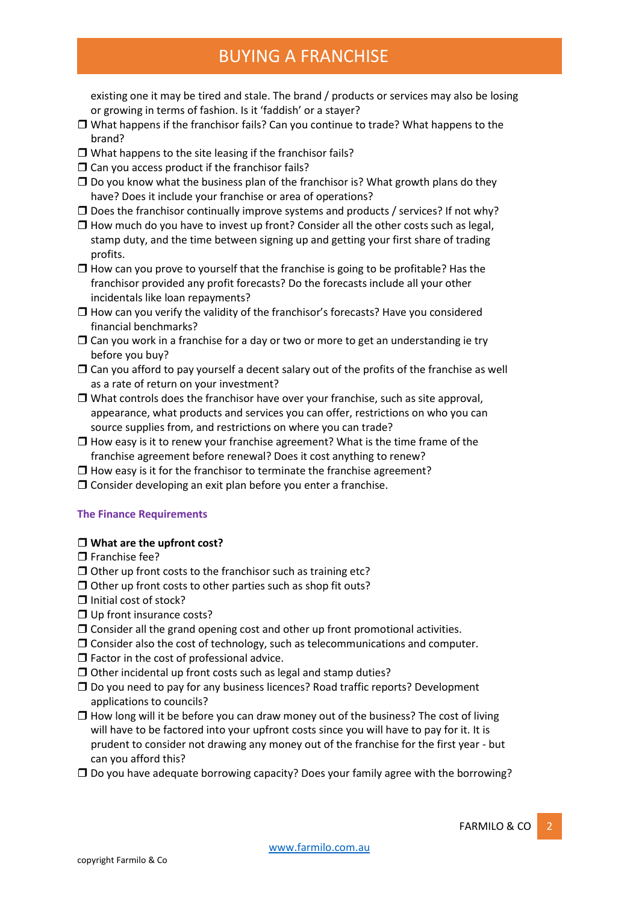existing one it may be tired and stale. The brand / products or services may also be losing or growing in terms of fashion. Is it 'faddish' or a stayer?

- ❒ What happens if the franchisor fails? Can you continue to trade? What happens to the brand?
- ❒ What happens to the site leasing if the franchisor fails?
- ❒ Can you access product if the franchisor fails?
- ❒ Do you know what the business plan of the franchisor is? What growth plans do they have? Does it include your franchise or area of operations?
- ❒ Does the franchisor continually improve systems and products / services? If not why?
- ❒ How much do you have to invest up front? Consider all the other costs such as legal, stamp duty, and the time between signing up and getting your first share of trading profits.
- ❒ How can you prove to yourself that the franchise is going to be profitable? Has the franchisor provided any profit forecasts? Do the forecasts include all your other incidentals like loan repayments?
- ❒ How can you verify the validity of the franchisor's forecasts? Have you considered financial benchmarks?
- ❒ Can you work in a franchise for a day or two or more to get an understanding ie try before you buy?
- ❒ Can you afford to pay yourself a decent salary out of the profits of the franchise as well as a rate of return on your investment?
- ❒ What controls does the franchisor have over your franchise, such as site approval, appearance, what products and services you can offer, restrictions on who you can source supplies from, and restrictions on where you can trade?
- ❒ How easy is it to renew your franchise agreement? What is the time frame of the franchise agreement before renewal? Does it cost anything to renew?
- ❒ How easy is it for the franchisor to terminate the franchise agreement?
- ❒ Consider developing an exit plan before you enter a franchise.

### The Finance Requirements

- ❒ **What are the upfront cost?**
- ❒ Franchise fee?
- ❒ Other up front costs to the franchisor such as training etc?
- ❒ Other up front costs to other parties such as shop fit outs?
- ❒ Initial cost of stock?
- ❒ Up front insurance costs?
- ❒ Consider all the grand opening cost and other up front promotional activities.
- ❒ Consider also the cost of technology, such as telecommunications and computer.
- ❒ Factor in the cost of professional advice.
- ❒ Other incidental up front costs such as legal and stamp duties?
- ❒ Do you need to pay for any business licences? Road traffic reports? Development applications to councils?
- ❒ How long will it be before you can draw money out of the business? The cost of living will have to be factored into your upfront costs since you will have to pay for it. It is prudent to consider not drawing any money out of the franchise for the first year - but can you afford this?
- ❒ Do you have adequate borrowing capacity? Does your family agree with the borrowing?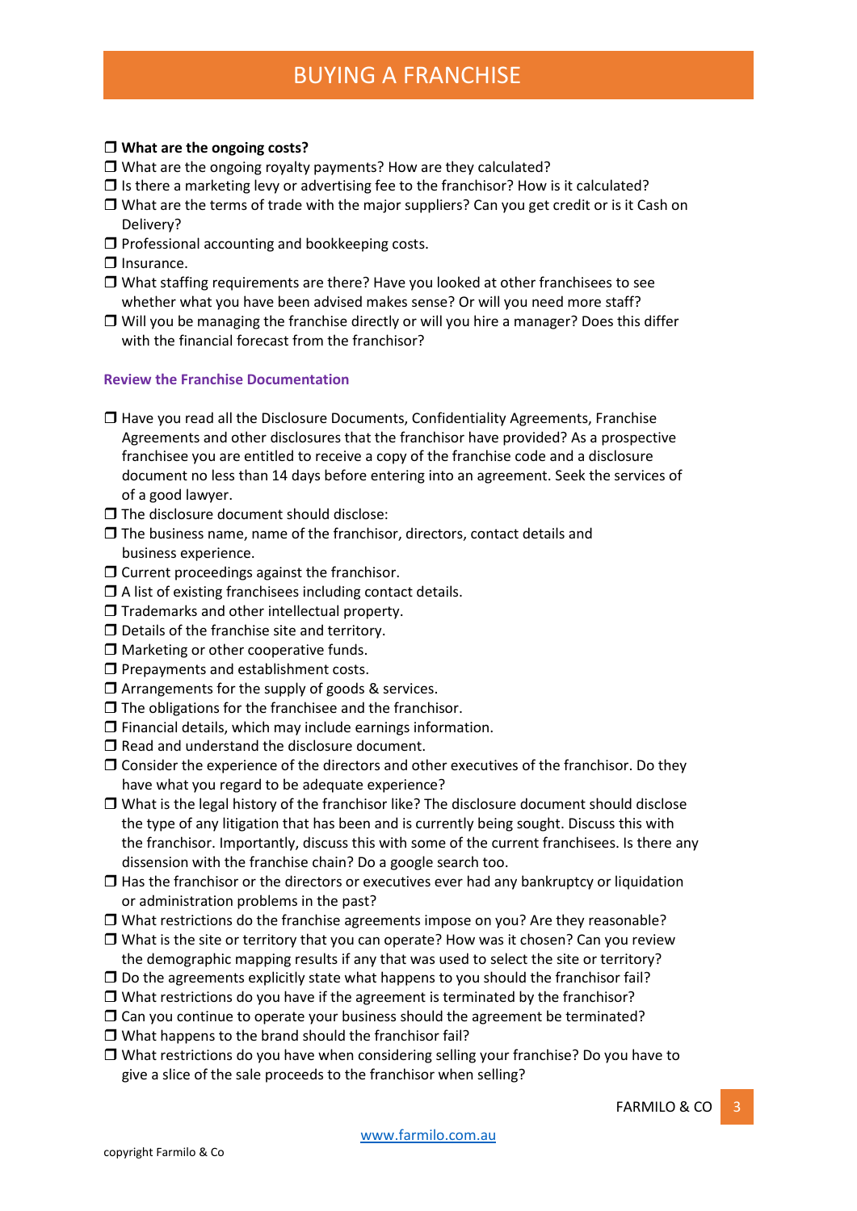- ❒ **What are the ongoing costs?**
- ❒ What are the ongoing royalty payments? How are they calculated?
- ❒ Is there a marketing levy or advertising fee to the franchisor? How is it calculated?
- ❒ What are the terms of trade with the major suppliers? Can you get credit or is it Cash on Delivery?
- ❒ Professional accounting and bookkeeping costs.
- ❒ Insurance.
- ❒ What staffing requirements are there? Have you looked at other franchisees to see whether what you have been advised makes sense? Or will you need more staff?
- ❒ Will you be managing the franchise directly or will you hire a manager? Does this differ with the financial forecast from the franchisor?

### Review the Franchise Documentation

- ❒ Have you read all the Disclosure Documents, Confidentiality Agreements, Franchise Agreements and other disclosures that the franchisor have provided? As a prospective franchisee you are entitled to receive a copy of the franchise code and a disclosure document no less than 14 days before entering into an agreement. Seek the services of of a good lawyer.
- ❒ The disclosure document should disclose:
- ❒ The business name, name of the franchisor, directors, contact details and business experience.
- ❒ Current proceedings against the franchisor.
- ❒ A list of existing franchisees including contact details.
- ❒ Trademarks and other intellectual property.
- ❒ Details of the franchise site and territory.
- ❒ Marketing or other cooperative funds.
- ❒ Prepayments and establishment costs.
- ❒ Arrangements for the supply of goods & services.
- ❒ The obligations for the franchisee and the franchisor.
- ❒ Financial details, which may include earnings information.
- ❒ Read and understand the disclosure document.
- ❒ Consider the experience of the directors and other executives of the franchisor. Do they have what you regard to be adequate experience?
- ❒ What is the legal history of the franchisor like? The disclosure document should disclose the type of any litigation that has been and is currently being sought. Discuss this with the franchisor. Importantly, discuss this with some of the current franchisees. Is there any dissension with the franchise chain? Do a google search too.
- ❒ Has the franchisor or the directors or executives ever had any bankruptcy or liquidation or administration problems in the past?
- ❒ What restrictions do the franchise agreements impose on you? Are they reasonable?
- ❒ What is the site or territory that you can operate? How was it chosen? Can you review the demographic mapping results if any that was used to select the site or territory?
- ❒ Do the agreements explicitly state what happens to you should the franchisor fail?
- ❒ What restrictions do you have if the agreement is terminated by the franchisor?
- ❒ Can you continue to operate your business should the agreement be terminated?
- ❒ What happens to the brand should the franchisor fail?
- ❒ What restrictions do you have when considering selling your franchise? Do you have to give a slice of the sale proceeds to the franchisor when selling?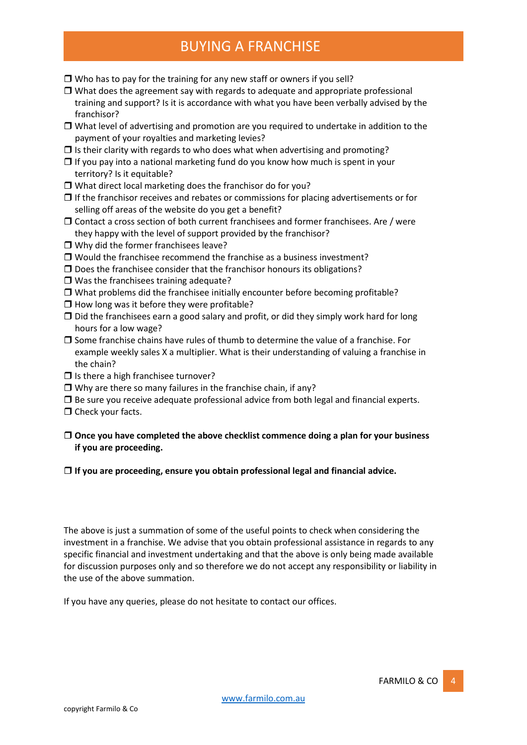# BUYING A FRANCHISE

- ❒ Who has to pay for the training for any new staff or owners if you sell?
- ❒ What does the agreement say with regards to adequate and appropriate professional training and support? Is it is accordance with what you have been verbally advised by the franchisor?
- ❒ What level of advertising and promotion are you required to undertake in addition to the payment of your royalties and marketing levies?
- ❒ Is their clarity with regards to who does what when advertising and promoting?
- ❒ If you pay into a national marketing fund do you know how much is spent in your territory? Is it equitable?
- ❒ What direct local marketing does the franchisor do for you?
- ❒ If the franchisor receives and rebates or commissions for placing advertisements or for selling off areas of the website do you get a benefit?
- ❒ Contact a cross section of both current franchisees and former franchisees. Are / were they happy with the level of support provided by the franchisor?
- ❒ Why did the former franchisees leave?
- ❒ Would the franchisee recommend the franchise as a business investment?
- ❒ Does the franchisee consider that the franchisor honours its obligations?
- ❒ Was the franchisees training adequate?
- ❒ What problems did the franchisee initially encounter before becoming profitable?
- ❒ How long was it before they were profitable?
- ❒ Did the franchisees earn a good salary and profit, or did they simply work hard for long hours for a low wage?
- ❒ Some franchise chains have rules of thumb to determine the value of a franchise. For example weekly sales X a multiplier. What is their understanding of valuing a franchise in the chain?
- ❒ Is there a high franchisee turnover?
- ❒ Why are there so many failures in the franchise chain, if any?
- ❒ Be sure you receive adequate professional advice from both legal and financial experts.
- ❒ Check your facts.

- ❒ **Once you have completed the above checklist commence doing a plan for your business if you are proceeding.**

- ❒ **If you are proceeding, ensure you obtain professional legal and financial advice.**

The above is just a summation of some of the useful points to check when considering the investment in a franchise. We advise that you obtain professional assistance in regards to any specific financial and investment undertaking and that the above is only being made available for discussion purposes only and so therefore we do not accept any responsibility or liability in the use of the above summation.

If you have any queries, please do not hesitate to contact our offices.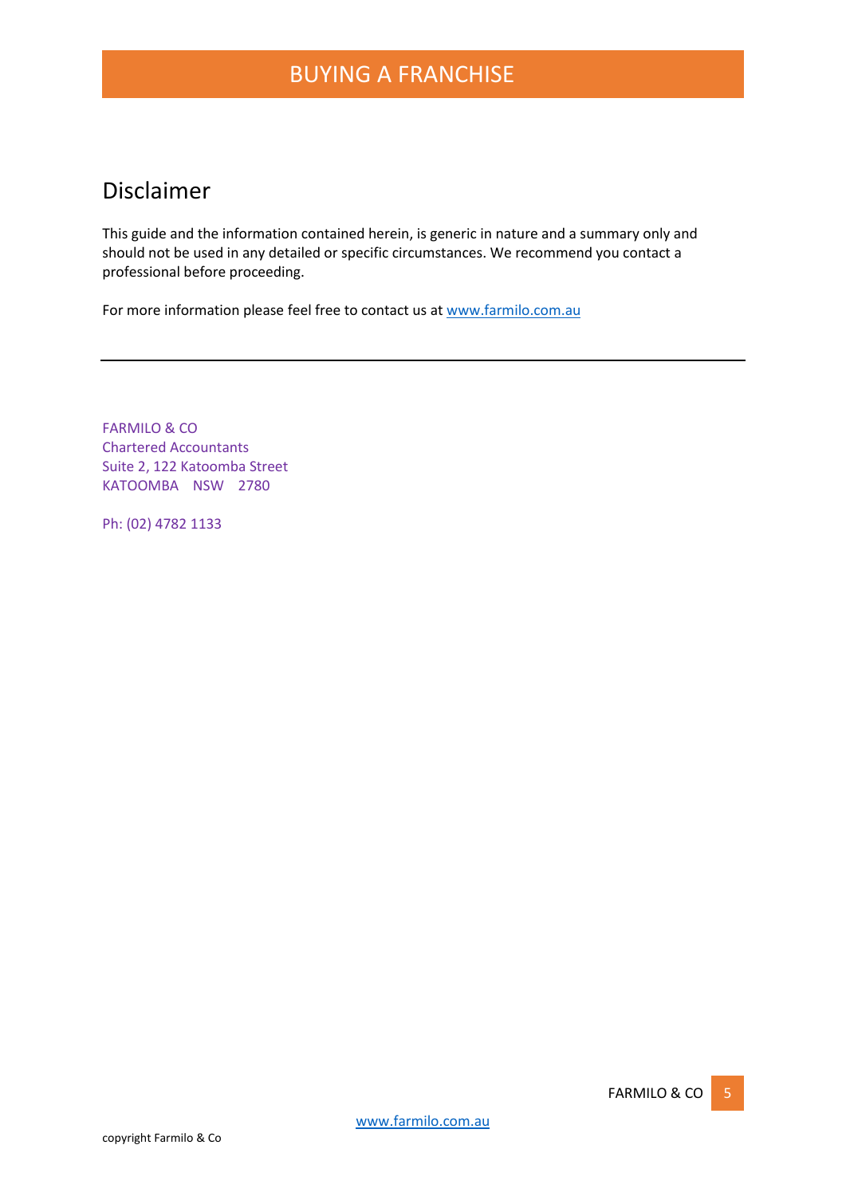## Disclaimer

This guide and the information contained herein, is generic in nature and a summary only and should not be used in any detailed or specific circumstances. We recommend you contact a professional before proceeding.

For more information please feel free to contact us at www.farmilo.com.au

---

FARMILO & CO
Chartered Accountants
Suite 2, 122 Katoomba Street
KATOOMBA NSW 2780

Ph: (02) 4782 1133